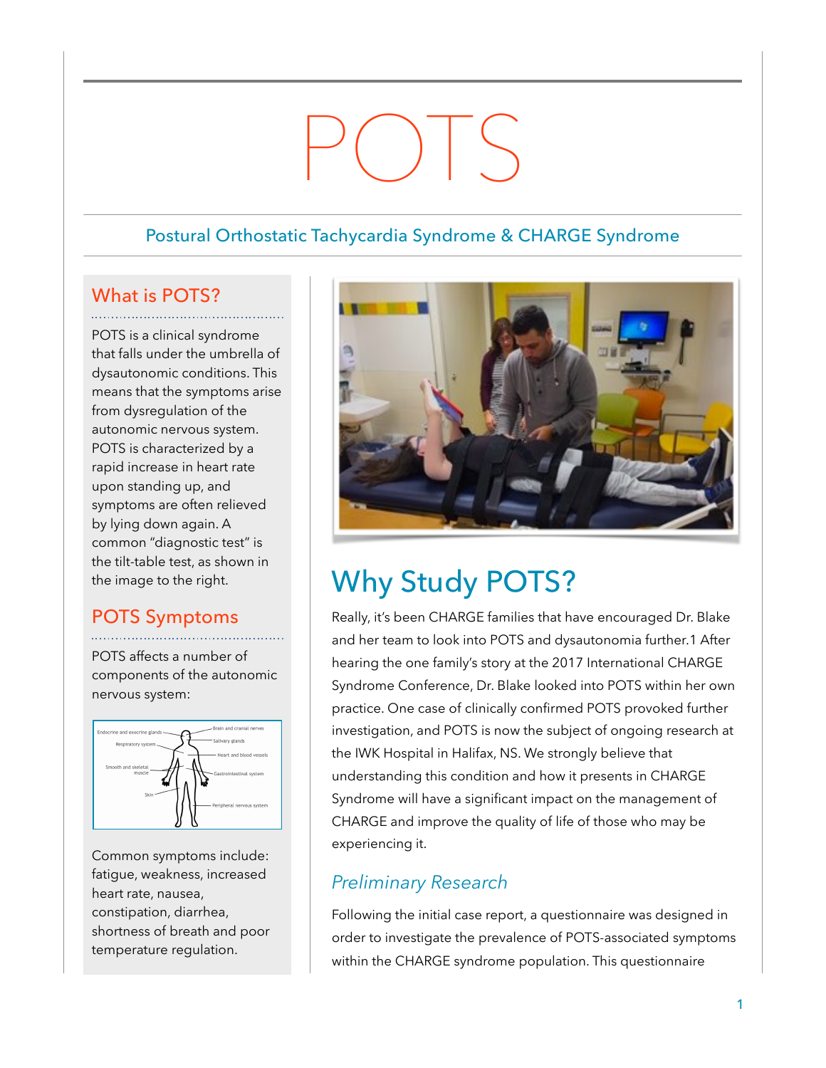# POTS

## Postural Orthostatic Tachycardia Syndrome & CHARGE Syndrome

### What is POTS?

POTS is a clinical syndrome that falls under the umbrella of dysautonomic conditions. This means that the symptoms arise from dysregulation of the autonomic nervous system. POTS is characterized by a rapid increase in heart rate upon standing up, and symptoms are often relieved by lying down again. A common "diagnostic test" is the tilt-table test, as shown in the image to the right.

### POTS Symptoms

POTS affects a number of components of the autonomic nervous system:

Common symptoms include: fatigue, weakness, increased heart rate, nausea, constipation, diarrhea, shortness of breath and poor temperature regulation.

## Why Study POTS?

Really, it's been CHARGE families that have encouraged Dr. Blake and her team to look into POTS and dysautonomia further.1 After hearing the one family's story at the 2017 International CHARGE Syndrome Conference, Dr. Blake looked into POTS within her own practice. One case of clinically confirmed POTS provoked further investigation, and POTS is now the subject of ongoing research at the IWK Hospital in Halifax, NS. We strongly believe that understanding this condition and how it presents in CHARGE Syndrome will have a significant impact on the management of CHARGE and improve the quality of life of those who may be experiencing it.

### *Preliminary Research*

Following the initial case report, a questionnaire was designed in order to investigate the prevalence of POTS-associated symptoms within the CHARGE syndrome population. This questionnaire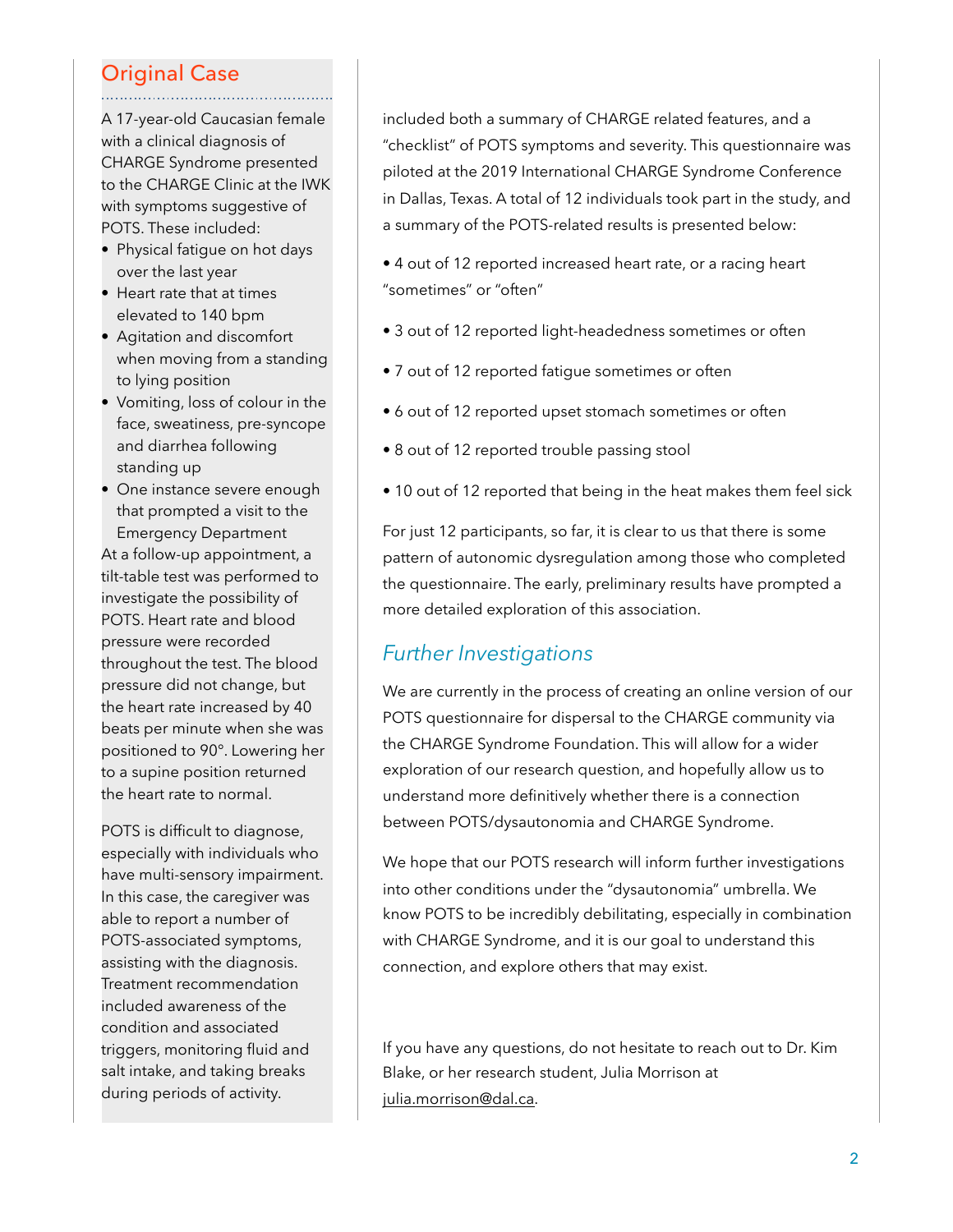## Original Case

A 17-year-old Caucasian female with a clinical diagnosis of CHARGE Syndrome presented to the CHARGE Clinic at the IWK with symptoms suggestive of POTS. These included:

- Physical fatigue on hot days over the last year
- Heart rate that at times elevated to 140 bpm
- Agitation and discomfort when moving from a standing to lying position
- Vomiting, loss of colour in the face, sweatiness, pre-syncope and diarrhea following standing up
- One instance severe enough that prompted a visit to the Emergency Department

At a follow-up appointment, a tilt-table test was performed to investigate the possibility of POTS. Heart rate and blood pressure were recorded throughout the test. The blood pressure did not change, but the heart rate increased by 40 beats per minute when she was positioned to 90°. Lowering her to a supine position returned the heart rate to normal.

POTS is difficult to diagnose, especially with individuals who have multi-sensory impairment. In this case, the caregiver was able to report a number of POTS-associated symptoms, assisting with the diagnosis. Treatment recommendation included awareness of the condition and associated triggers, monitoring fluid and salt intake, and taking breaks during periods of activity.

included both a summary of CHARGE related features, and a "checklist" of POTS symptoms and severity. This questionnaire was piloted at the 2019 International CHARGE Syndrome Conference in Dallas, Texas. A total of 12 individuals took part in the study, and a summary of the POTS-related results is presented below:

- 4 out of 12 reported increased heart rate, or a racing heart "sometimes" or "often"
- 3 out of 12 reported light-headedness sometimes or often
- 7 out of 12 reported fatigue sometimes or often
- 6 out of 12 reported upset stomach sometimes or often
- 8 out of 12 reported trouble passing stool
- 10 out of 12 reported that being in the heat makes them feel sick

For just 12 participants, so far, it is clear to us that there is some pattern of autonomic dysregulation among those who completed the questionnaire. The early, preliminary results have prompted a more detailed exploration of this association.

## *Further Investigations*

We are currently in the process of creating an online version of our POTS questionnaire for dispersal to the CHARGE community via the CHARGE Syndrome Foundation. This will allow for a wider exploration of our research question, and hopefully allow us to understand more definitively whether there is a connection between POTS/dysautonomia and CHARGE Syndrome.

We hope that our POTS research will inform further investigations into other conditions under the "dysautonomia" umbrella. We know POTS to be incredibly debilitating, especially in combination with CHARGE Syndrome, and it is our goal to understand this connection, and explore others that may exist.

If you have any questions, do not hesitate to reach out to Dr. Kim Blake, or her research student, Julia Morrison at julia.morrison@dal.ca.